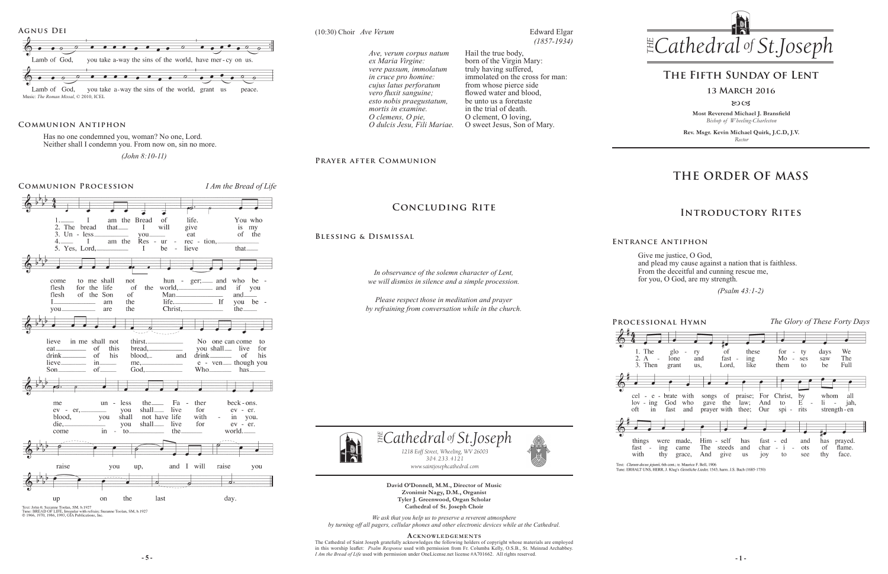## Agnus Dei

Lamb of God, you take a-way the sins of the world, have mer-cy on us.

Lamb of God, you take a-way the sins of the world, grant us peace.

Music: *The Roman Missal*, © 2010, ICEL

## Communion Antiphon

Has no one condemned you, woman? No one, Lord.
Neither shall I condemn you. From now on, sin no more.

*(John 8:10-11)*

## Communion Procession

*I Am the Bread of Life*

1. I am the Bread of life. You who come to me shall not hunger; and who believe in me shall not thirst. No one can come to me unless the Father beckons.
2. The bread that I will give is my flesh for the life of the world, and if you eat of this bread, you shall live for ever, you shall live for ever.
3. Unless you eat of the flesh of the Son of Man and drink of his blood, and drink of his blood, you shall not have life within you.
4. I am the Resurrection, I am the life. If you believe in me, even though you die, you shall live for ever.
5. Yes, Lord, I believe that you are the Christ, the Son of God, Who has come into the world.

And I will raise you up, and I will raise you up on the last day.

Text: John 6; Suzanne Toolan, SM, b.1927
Tune: BREAD OF LIFE, Irregular with refrain; Suzanne Toolan, SM, b.1927
© 1966, 1970, 1986, 1993, GIA Publications, Inc.

(10:30) Choir *Ave Verum* Edward Elgar *(1857-1934)*

| | |
|---|---|
| *Ave, verum corpus natum* | Hail the true body, |
| *ex Maria Virgine:* | born of the Virgin Mary: |
| *vere passum, immolatum* | truly having suffered, |
| *in cruce pro homine:* | immolated on the cross for man: |
| *cujus latus perforatum* | from whose pierce side |
| *vero fluxit sanguine;* | flowed water and blood, |
| *esto nobis praegustatum,* | be unto us a foretaste |
| *mortis in examine.* | in the trial of death. |
| *O clemens, O pie,* | O clement, O loving, |
| *O dulcis Jesu, Fili Mariae.* | O sweet Jesus, Son of Mary. |

## Prayer after Communion

# Concluding Rite

## Blessing & Dismissal

*In observance of the solemn character of Lent, we will dismiss in silence and a simple procession.*

*Please respect those in meditation and prayer by refraining from conversation while in the church.*

The Cathedral of St. Joseph
*1218 Eoff Street, Wheeling, WV 26003*
*304.233.4121*
*www.saintjosephcathedral.com*

**David O'Donnell, M.M., Director of Music**
**Zvonimir Nagy, D.M., Organist**
**Tyler J. Greenwood, Organ Scholar**
**Cathedral of St. Joseph Choir**

*We ask that you help us to preserve a reverent atmosphere by turning off all pagers, cellular phones and other electronic devices while at the Cathedral.*

**Acknowledgements**

The Cathedral of Saint Joseph gratefully acknowledges the following holders of copyright whose materials are employed in this worship leaflet: *Psalm Response* used with permission from Fr. Columba Kelly, O.S.B., St. Meinrad Archabbey. *I Am the Bread of Life* used with permission under OneLicense.net license #A701662. All rights reserved.

# The Cathedral of St. Joseph

## The Fifth Sunday of Lent

### 13 March 2016

**Most Reverend Michael J. Bransfield**
*Bishop of Wheeling-Charleston*

**Rev. Msgr. Kevin Michael Quirk, J.C.D, J.V.**
*Rector*

# The Order of Mass

# Introductory Rites

## Entrance Antiphon

Give me justice, O God,
and plead my cause against a nation that is faithless.
From the deceitful and cunning rescue me,
for you, O God, are my strength.

*(Psalm 43:1-2)*

## Processional Hymn

*The Glory of These Forty Days*

1. The glory of these forty days We celebrate with songs of praise; For Christ, by whom all things were made, Himself has fasted and has prayed.
2. Alone and fasting Moses saw The loving God who gave the law; And to Elijah, fasting, came The steeds and chariots of flame.
3. Then grant us, Lord, like them to be Full oft in fast and prayer with thee; Our spirits strengthen with thy grace, And give us joy to see thy face.

Text: *Clarum decus jejunii*, 6th cent.; tr. Maurice F. Bell, 1906
Tune: ERHALT UNS, HERR, J. Klug's *Geistliche Lieder*, 1543; harm. J.S. Bach (1685-1750)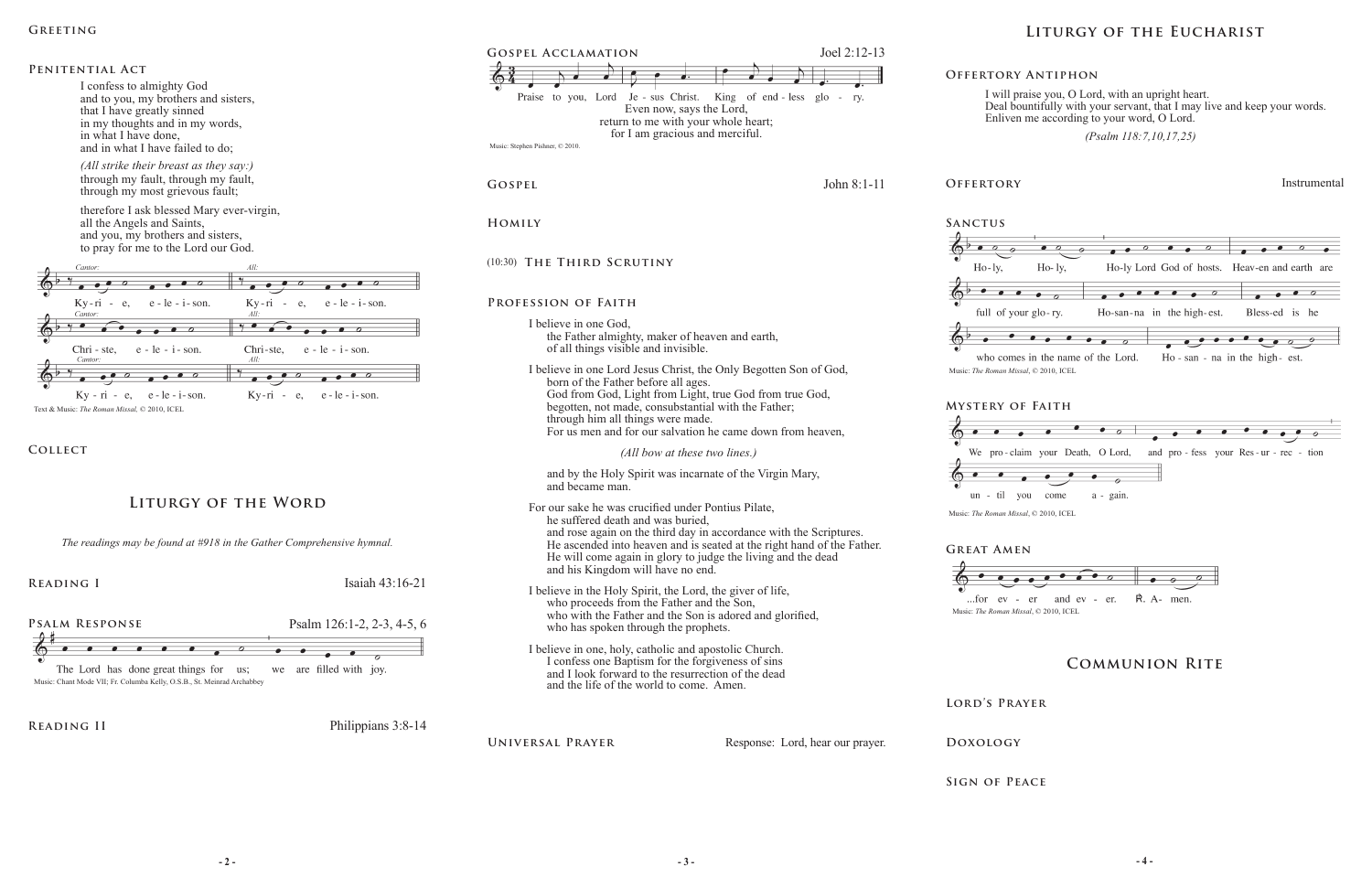### Greeting

### Penitential Act

I confess to almighty God
and to you, my brothers and sisters,
that I have greatly sinned
in my thoughts and in my words,
in what I have done,
and in what I have failed to do;

*(All strike their breast as they say:)*
through my fault, through my fault,
through my most grievous fault;

therefore I ask blessed Mary ever-virgin,
all the Angels and Saints,
and you, my brothers and sisters,
to pray for me to the Lord our God.

Cantor: Ky-ri - e, e - le - i - son. All: Ky-ri - e, e - le - i - son.
Cantor: Chri - ste, e - le - i - son. All: Chri-ste, e - le - i - son.
Cantor: Ky - ri - e, e - le - i - son. All: Ky-ri - e, e - le - i - son.

Text & Music: *The Roman Missal*, © 2010, ICEL

### Collect

## Liturgy of the Word

*The readings may be found at #918 in the Gather Comprehensive hymnal.*

### Reading I — Isaiah 43:16-21

### Psalm Response — Psalm 126:1-2, 2-3, 4-5, 6

The Lord has done great things for us; we are filled with joy.

Music: Chant Mode VII; Fr. Columba Kelly, O.S.B., St. Meinrad Archabbey

### Reading II — Philippians 3:8-14

### Gospel Acclamation — Joel 2:12-13

Praise to you, Lord Je - sus Christ. King of end - less glo - ry.

Even now, says the Lord,
return to me with your whole heart;
for I am gracious and merciful.

Music: Stephen Pishner, © 2010.

### Gospel — John 8:1-11

### Homily

### (10:30) The Third Scrutiny

### Profession of Faith

I believe in one God,
the Father almighty, maker of heaven and earth,
of all things visible and invisible.

I believe in one Lord Jesus Christ, the Only Begotten Son of God,
born of the Father before all ages.
God from God, Light from Light, true God from true God,
begotten, not made, consubstantial with the Father;
through him all things were made.
For us men and for our salvation he came down from heaven,

*(All bow at these two lines.)*

and by the Holy Spirit was incarnate of the Virgin Mary,
and became man.

For our sake he was crucified under Pontius Pilate,
he suffered death and was buried,
and rose again on the third day in accordance with the Scriptures.
He ascended into heaven and is seated at the right hand of the Father.
He will come again in glory to judge the living and the dead
and his Kingdom will have no end.

I believe in the Holy Spirit, the Lord, the giver of life,
who proceeds from the Father and the Son,
who with the Father and the Son is adored and glorified,
who has spoken through the prophets.

I believe in one, holy, catholic and apostolic Church.
I confess one Baptism for the forgiveness of sins
and I look forward to the resurrection of the dead
and the life of the world to come. Amen.

### Universal Prayer — Response: Lord, hear our prayer.

## Liturgy of the Eucharist

### Offertory Antiphon

I will praise you, O Lord, with an upright heart.
Deal bountifully with your servant, that I may live and keep your words.
Enliven me according to your word, O Lord.

*(Psalm 118:7,10,17,25)*

### Offertory — Instrumental

### Sanctus

Ho-ly, Ho-ly, Ho-ly Lord God of hosts. Heav-en and earth are full of your glo-ry. Ho-san-na in the high-est. Bless-ed is he who comes in the name of the Lord. Ho - san - na in the high - est.

Music: *The Roman Missal*, © 2010, ICEL

### Mystery of Faith

We pro-claim your Death, O Lord, and pro - fess your Res - ur - rec - tion un - til you come a - gain.

Music: *The Roman Missal*, © 2010, ICEL

### Great Amen

...for ev - er and ev - er. ℟. A- men.

Music: *The Roman Missal*, © 2010, ICEL

## Communion Rite

### Lord's Prayer

### Doxology

### Sign of Peace